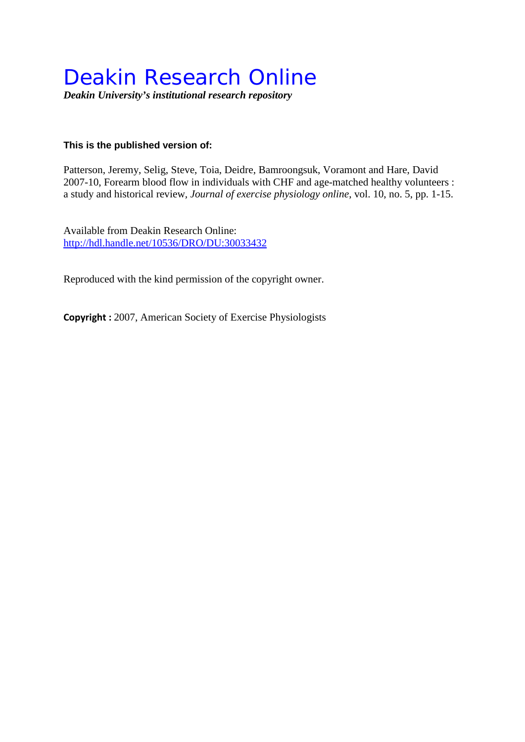# Deakin Research Online

***Deakin University's institutional research repository***

**This is the published version of:**

Patterson, Jeremy, Selig, Steve, Toia, Deidre, Bamroongsuk, Voramont and Hare, David 2007-10, Forearm blood flow in individuals with CHF and age-matched healthy volunteers : a study and historical review, *Journal of exercise physiology online*, vol. 10, no. 5, pp. 1-15.

Available from Deakin Research Online:
[http://hdl.handle.net/10536/DRO/DU:30033432](http://hdl.handle.net/10536/DRO/DU:30033432)

Reproduced with the kind permission of the copyright owner.

**Copyright :** 2007, American Society of Exercise Physiologists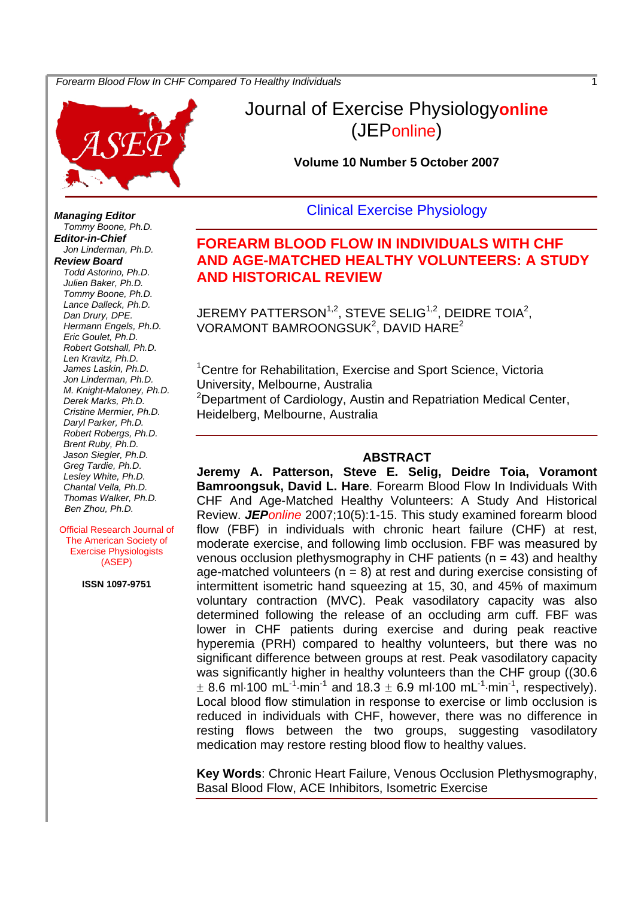# Journal of Exercise Physiologyonline (JEPonline)

**Volume 10 Number 5 October 2007**

***Managing Editor***
*Tommy Boone, Ph.D.*
***Editor-in-Chief***
*Jon Linderman, Ph.D.*
***Review Board***
*Todd Astorino, Ph.D.*
*Julien Baker, Ph.D.*
*Tommy Boone, Ph.D.*
*Lance Dalleck, Ph.D.*
*Dan Drury, DPE.*
*Hermann Engels, Ph.D.*
*Eric Goulet, Ph.D.*
*Robert Gotshall, Ph.D.*
*Len Kravitz, Ph.D.*
*James Laskin, Ph.D.*
*Jon Linderman, Ph.D.*
*M. Knight-Maloney, Ph.D.*
*Derek Marks, Ph.D.*
*Cristine Mermier, Ph.D.*
*Daryl Parker, Ph.D.*
*Robert Robergs, Ph.D.*
*Brent Ruby, Ph.D.*
*Jason Siegler, Ph.D.*
*Greg Tardie, Ph.D.*
*Lesley White, Ph.D.*
*Chantal Vella, Ph.D.*
*Thomas Walker, Ph.D.*
*Ben Zhou, Ph.D.*

Official Research Journal of The American Society of Exercise Physiologists (ASEP)

**ISSN 1097-9751**

## Clinical Exercise Physiology

## FOREARM BLOOD FLOW IN INDIVIDUALS WITH CHF AND AGE-MATCHED HEALTHY VOLUNTEERS: A STUDY AND HISTORICAL REVIEW

JEREMY PATTERSON[1,2], STEVE SELIG[1,2], DEIDRE TOIA[2], VORAMONT BAMROONGSUK[2], DAVID HARE[2]

[1]Centre for Rehabilitation, Exercise and Sport Science, Victoria University, Melbourne, Australia
[2]Department of Cardiology, Austin and Repatriation Medical Center, Heidelberg, Melbourne, Australia

### ABSTRACT

**Jeremy A. Patterson, Steve E. Selig, Deidre Toia, Voramont Bamroongsuk, David L. Hare**. Forearm Blood Flow In Individuals With CHF And Age-Matched Healthy Volunteers: A Study And Historical Review. ***JEP****online* 2007;10(5):1-15. This study examined forearm blood flow (FBF) in individuals with chronic heart failure (CHF) at rest, moderate exercise, and following limb occlusion. FBF was measured by venous occlusion plethysmography in CHF patients (n = 43) and healthy age-matched volunteers (n = 8) at rest and during exercise consisting of intermittent isometric hand squeezing at 15, 30, and 45% of maximum voluntary contraction (MVC). Peak vasodilatory capacity was also determined following the release of an occluding arm cuff. FBF was lower in CHF patients during exercise and during peak reactive hyperemia (PRH) compared to healthy volunteers, but there was no significant difference between groups at rest. Peak vasodilatory capacity was significantly higher in healthy volunteers than the CHF group (($30.6 \pm 8.6$ ml·100 mL$^{-1}$·min$^{-1}$ and $18.3 \pm 6.9$ ml·100 mL$^{-1}$·min$^{-1}$, respectively). Local blood flow stimulation in response to exercise or limb occlusion is reduced in individuals with CHF, however, there was no difference in resting flows between the two groups, suggesting vasodilatory medication may restore resting blood flow to healthy values.

**Key Words**: Chronic Heart Failure, Venous Occlusion Plethysmography, Basal Blood Flow, ACE Inhibitors, Isometric Exercise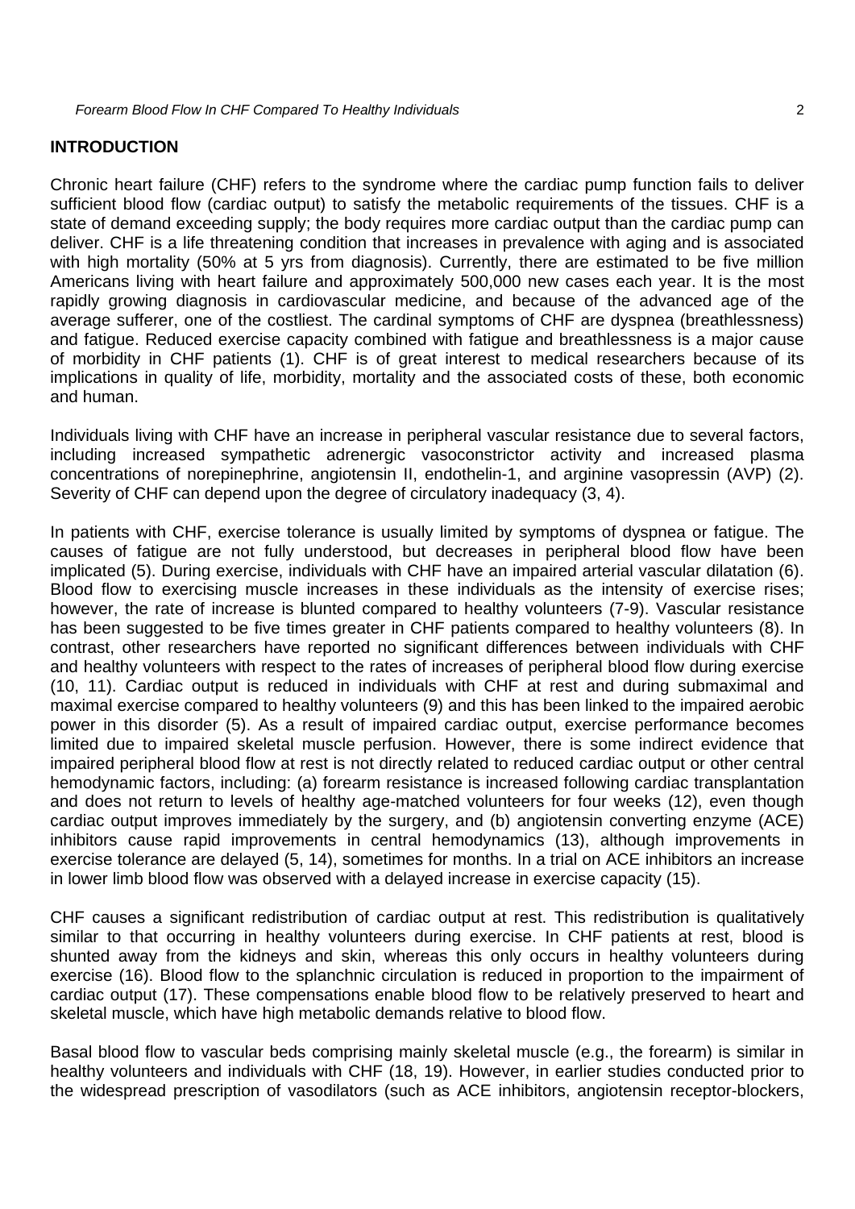## INTRODUCTION

Chronic heart failure (CHF) refers to the syndrome where the cardiac pump function fails to deliver sufficient blood flow (cardiac output) to satisfy the metabolic requirements of the tissues. CHF is a state of demand exceeding supply; the body requires more cardiac output than the cardiac pump can deliver. CHF is a life threatening condition that increases in prevalence with aging and is associated with high mortality (50% at 5 yrs from diagnosis). Currently, there are estimated to be five million Americans living with heart failure and approximately 500,000 new cases each year. It is the most rapidly growing diagnosis in cardiovascular medicine, and because of the advanced age of the average sufferer, one of the costliest. The cardinal symptoms of CHF are dyspnea (breathlessness) and fatigue. Reduced exercise capacity combined with fatigue and breathlessness is a major cause of morbidity in CHF patients (1). CHF is of great interest to medical researchers because of its implications in quality of life, morbidity, mortality and the associated costs of these, both economic and human.

Individuals living with CHF have an increase in peripheral vascular resistance due to several factors, including increased sympathetic adrenergic vasoconstrictor activity and increased plasma concentrations of norepinephrine, angiotensin II, endothelin-1, and arginine vasopressin (AVP) (2). Severity of CHF can depend upon the degree of circulatory inadequacy (3, 4).

In patients with CHF, exercise tolerance is usually limited by symptoms of dyspnea or fatigue. The causes of fatigue are not fully understood, but decreases in peripheral blood flow have been implicated (5). During exercise, individuals with CHF have an impaired arterial vascular dilatation (6). Blood flow to exercising muscle increases in these individuals as the intensity of exercise rises; however, the rate of increase is blunted compared to healthy volunteers (7-9). Vascular resistance has been suggested to be five times greater in CHF patients compared to healthy volunteers (8). In contrast, other researchers have reported no significant differences between individuals with CHF and healthy volunteers with respect to the rates of increases of peripheral blood flow during exercise (10, 11). Cardiac output is reduced in individuals with CHF at rest and during submaximal and maximal exercise compared to healthy volunteers (9) and this has been linked to the impaired aerobic power in this disorder (5). As a result of impaired cardiac output, exercise performance becomes limited due to impaired skeletal muscle perfusion. However, there is some indirect evidence that impaired peripheral blood flow at rest is not directly related to reduced cardiac output or other central hemodynamic factors, including: (a) forearm resistance is increased following cardiac transplantation and does not return to levels of healthy age-matched volunteers for four weeks (12), even though cardiac output improves immediately by the surgery, and (b) angiotensin converting enzyme (ACE) inhibitors cause rapid improvements in central hemodynamics (13), although improvements in exercise tolerance are delayed (5, 14), sometimes for months. In a trial on ACE inhibitors an increase in lower limb blood flow was observed with a delayed increase in exercise capacity (15).

CHF causes a significant redistribution of cardiac output at rest. This redistribution is qualitatively similar to that occurring in healthy volunteers during exercise. In CHF patients at rest, blood is shunted away from the kidneys and skin, whereas this only occurs in healthy volunteers during exercise (16). Blood flow to the splanchnic circulation is reduced in proportion to the impairment of cardiac output (17). These compensations enable blood flow to be relatively preserved to heart and skeletal muscle, which have high metabolic demands relative to blood flow.

Basal blood flow to vascular beds comprising mainly skeletal muscle (e.g., the forearm) is similar in healthy volunteers and individuals with CHF (18, 19). However, in earlier studies conducted prior to the widespread prescription of vasodilators (such as ACE inhibitors, angiotensin receptor-blockers,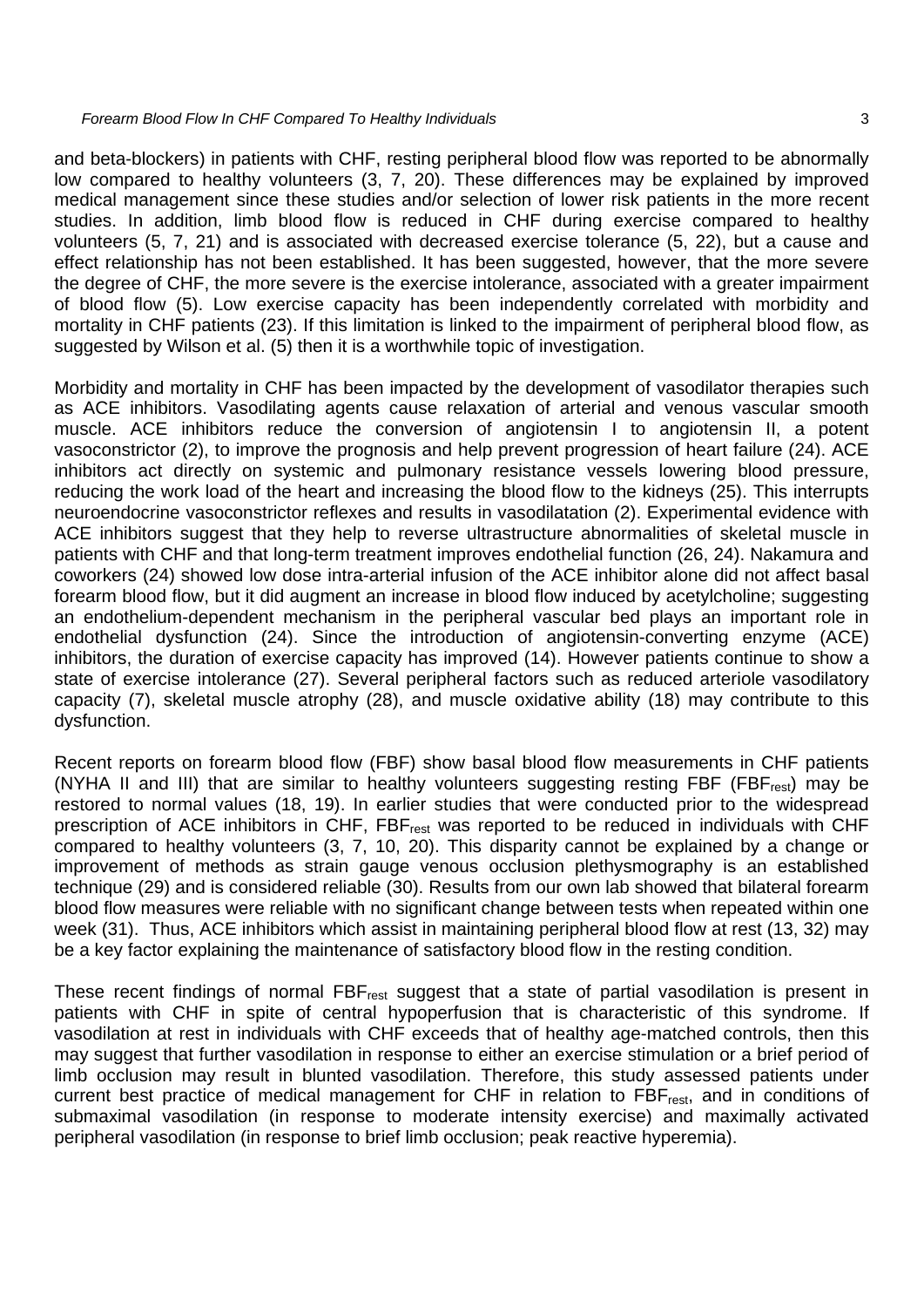and beta-blockers) in patients with CHF, resting peripheral blood flow was reported to be abnormally low compared to healthy volunteers (3, 7, 20). These differences may be explained by improved medical management since these studies and/or selection of lower risk patients in the more recent studies. In addition, limb blood flow is reduced in CHF during exercise compared to healthy volunteers (5, 7, 21) and is associated with decreased exercise tolerance (5, 22), but a cause and effect relationship has not been established. It has been suggested, however, that the more severe the degree of CHF, the more severe is the exercise intolerance, associated with a greater impairment of blood flow (5). Low exercise capacity has been independently correlated with morbidity and mortality in CHF patients (23). If this limitation is linked to the impairment of peripheral blood flow, as suggested by Wilson et al. (5) then it is a worthwhile topic of investigation.

Morbidity and mortality in CHF has been impacted by the development of vasodilator therapies such as ACE inhibitors. Vasodilating agents cause relaxation of arterial and venous vascular smooth muscle. ACE inhibitors reduce the conversion of angiotensin I to angiotensin II, a potent vasoconstrictor (2), to improve the prognosis and help prevent progression of heart failure (24). ACE inhibitors act directly on systemic and pulmonary resistance vessels lowering blood pressure, reducing the work load of the heart and increasing the blood flow to the kidneys (25). This interrupts neuroendocrine vasoconstrictor reflexes and results in vasodilatation (2). Experimental evidence with ACE inhibitors suggest that they help to reverse ultrastructure abnormalities of skeletal muscle in patients with CHF and that long-term treatment improves endothelial function (26, 24). Nakamura and coworkers (24) showed low dose intra-arterial infusion of the ACE inhibitor alone did not affect basal forearm blood flow, but it did augment an increase in blood flow induced by acetylcholine; suggesting an endothelium-dependent mechanism in the peripheral vascular bed plays an important role in endothelial dysfunction (24). Since the introduction of angiotensin-converting enzyme (ACE) inhibitors, the duration of exercise capacity has improved (14). However patients continue to show a state of exercise intolerance (27). Several peripheral factors such as reduced arteriole vasodilatory capacity (7), skeletal muscle atrophy (28), and muscle oxidative ability (18) may contribute to this dysfunction.

Recent reports on forearm blood flow (FBF) show basal blood flow measurements in CHF patients (NYHA II and III) that are similar to healthy volunteers suggesting resting FBF ($FBF_{rest}$) may be restored to normal values (18, 19). In earlier studies that were conducted prior to the widespread prescription of ACE inhibitors in CHF, $FBF_{rest}$ was reported to be reduced in individuals with CHF compared to healthy volunteers (3, 7, 10, 20). This disparity cannot be explained by a change or improvement of methods as strain gauge venous occlusion plethysmography is an established technique (29) and is considered reliable (30). Results from our own lab showed that bilateral forearm blood flow measures were reliable with no significant change between tests when repeated within one week (31). Thus, ACE inhibitors which assist in maintaining peripheral blood flow at rest (13, 32) may be a key factor explaining the maintenance of satisfactory blood flow in the resting condition.

These recent findings of normal $FBF_{rest}$ suggest that a state of partial vasodilation is present in patients with CHF in spite of central hypoperfusion that is characteristic of this syndrome. If vasodilation at rest in individuals with CHF exceeds that of healthy age-matched controls, then this may suggest that further vasodilation in response to either an exercise stimulation or a brief period of limb occlusion may result in blunted vasodilation. Therefore, this study assessed patients under current best practice of medical management for CHF in relation to $FBF_{rest}$, and in conditions of submaximal vasodilation (in response to moderate intensity exercise) and maximally activated peripheral vasodilation (in response to brief limb occlusion; peak reactive hyperemia).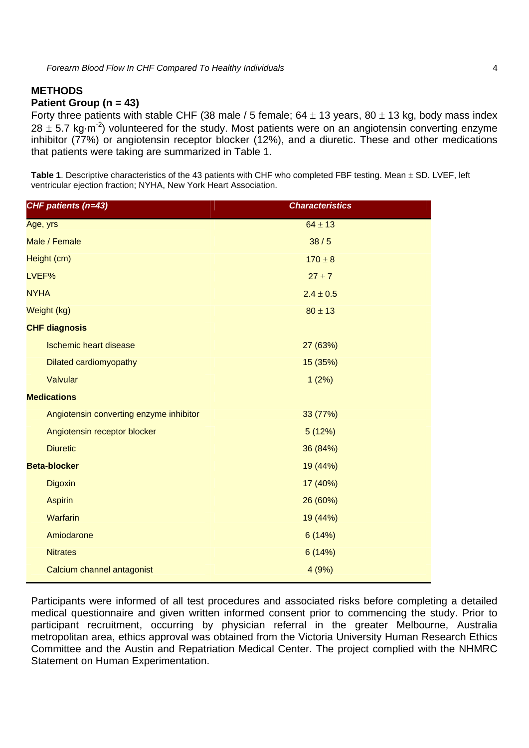## METHODS

### Patient Group (n = 43)

Forty three patients with stable CHF (38 male / 5 female; 64 ± 13 years, 80 ± 13 kg, body mass index 28 ± 5.7 kg·m$^{-2}$) volunteered for the study. Most patients were on an angiotensin converting enzyme inhibitor (77%) or angiotensin receptor blocker (12%), and a diuretic. These and other medications that patients were taking are summarized in Table 1.

**Table 1**. Descriptive characteristics of the 43 patients with CHF who completed FBF testing. Mean ± SD. LVEF, left ventricular ejection fraction; NYHA, New York Heart Association.

| *CHF patients (n=43)* | *Characteristics* |
|---|---|
| Age, yrs | 64 ± 13 |
| Male / Female | 38 / 5 |
| Height (cm) | 170 ± 8 |
| LVEF% | 27 ± 7 |
| NYHA | 2.4 ± 0.5 |
| Weight (kg) | 80 ± 13 |
| **CHF diagnosis** | |
| Ischemic heart disease | 27 (63%) |
| Dilated cardiomyopathy | 15 (35%) |
| Valvular | 1 (2%) |
| **Medications** | |
| Angiotensin converting enzyme inhibitor | 33 (77%) |
| Angiotensin receptor blocker | 5 (12%) |
| Diuretic | 36 (84%) |
| **Beta-blocker** | 19 (44%) |
| Digoxin | 17 (40%) |
| Aspirin | 26 (60%) |
| Warfarin | 19 (44%) |
| Amiodarone | 6 (14%) |
| Nitrates | 6 (14%) |
| Calcium channel antagonist | 4 (9%) |

Participants were informed of all test procedures and associated risks before completing a detailed medical questionnaire and given written informed consent prior to commencing the study. Prior to participant recruitment, occurring by physician referral in the greater Melbourne, Australia metropolitan area, ethics approval was obtained from the Victoria University Human Research Ethics Committee and the Austin and Repatriation Medical Center. The project complied with the NHMRC Statement on Human Experimentation.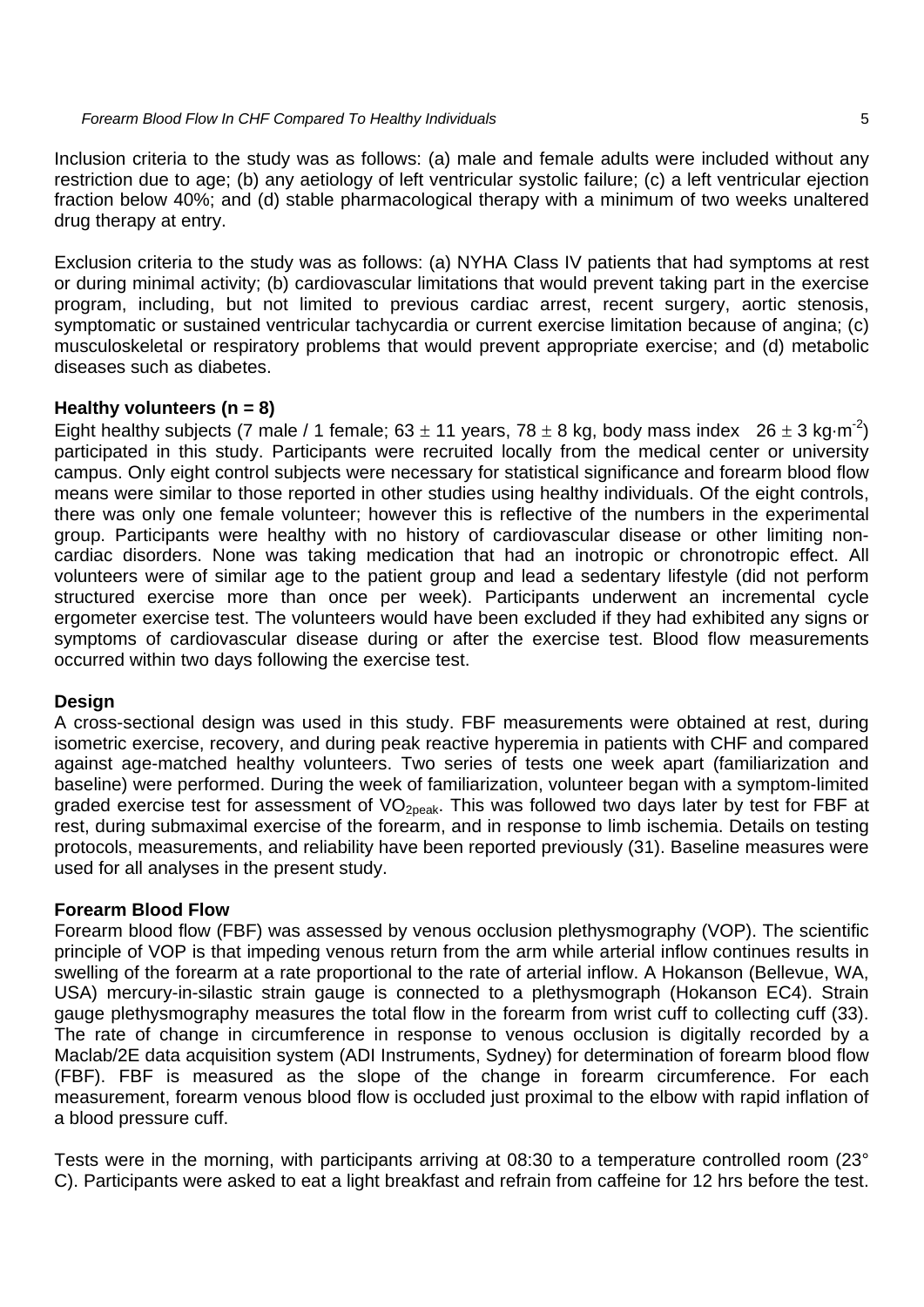Inclusion criteria to the study was as follows: (a) male and female adults were included without any restriction due to age; (b) any aetiology of left ventricular systolic failure; (c) a left ventricular ejection fraction below 40%; and (d) stable pharmacological therapy with a minimum of two weeks unaltered drug therapy at entry.

Exclusion criteria to the study was as follows: (a) NYHA Class IV patients that had symptoms at rest or during minimal activity; (b) cardiovascular limitations that would prevent taking part in the exercise program, including, but not limited to previous cardiac arrest, recent surgery, aortic stenosis, symptomatic or sustained ventricular tachycardia or current exercise limitation because of angina; (c) musculoskeletal or respiratory problems that would prevent appropriate exercise; and (d) metabolic diseases such as diabetes.

**Healthy volunteers (n = 8)**

Eight healthy subjects (7 male / 1 female; 63 $\pm$ 11 years, 78 $\pm$ 8 kg, body mass index 26 $\pm$ 3 $kg{\cdot}m^{-2}$) participated in this study. Participants were recruited locally from the medical center or university campus. Only eight control subjects were necessary for statistical significance and forearm blood flow means were similar to those reported in other studies using healthy individuals. Of the eight controls, there was only one female volunteer; however this is reflective of the numbers in the experimental group. Participants were healthy with no history of cardiovascular disease or other limiting non-cardiac disorders. None was taking medication that had an inotropic or chronotropic effect. All volunteers were of similar age to the patient group and lead a sedentary lifestyle (did not perform structured exercise more than once per week). Participants underwent an incremental cycle ergometer exercise test. The volunteers would have been excluded if they had exhibited any signs or symptoms of cardiovascular disease during or after the exercise test. Blood flow measurements occurred within two days following the exercise test.

**Design**

A cross-sectional design was used in this study. FBF measurements were obtained at rest, during isometric exercise, recovery, and during peak reactive hyperemia in patients with CHF and compared against age-matched healthy volunteers. Two series of tests one week apart (familiarization and baseline) were performed. During the week of familiarization, volunteer began with a symptom-limited graded exercise test for assessment of $VO_{2peak}$. This was followed two days later by test for FBF at rest, during submaximal exercise of the forearm, and in response to limb ischemia. Details on testing protocols, measurements, and reliability have been reported previously (31). Baseline measures were used for all analyses in the present study.

**Forearm Blood Flow**

Forearm blood flow (FBF) was assessed by venous occlusion plethysmography (VOP). The scientific principle of VOP is that impeding venous return from the arm while arterial inflow continues results in swelling of the forearm at a rate proportional to the rate of arterial inflow. A Hokanson (Bellevue, WA, USA) mercury-in-silastic strain gauge is connected to a plethysmograph (Hokanson EC4). Strain gauge plethysmography measures the total flow in the forearm from wrist cuff to collecting cuff (33). The rate of change in circumference in response to venous occlusion is digitally recorded by a Maclab/2E data acquisition system (ADI Instruments, Sydney) for determination of forearm blood flow (FBF). FBF is measured as the slope of the change in forearm circumference. For each measurement, forearm venous blood flow is occluded just proximal to the elbow with rapid inflation of a blood pressure cuff.

Tests were in the morning, with participants arriving at 08:30 to a temperature controlled room (23° C). Participants were asked to eat a light breakfast and refrain from caffeine for 12 hrs before the test.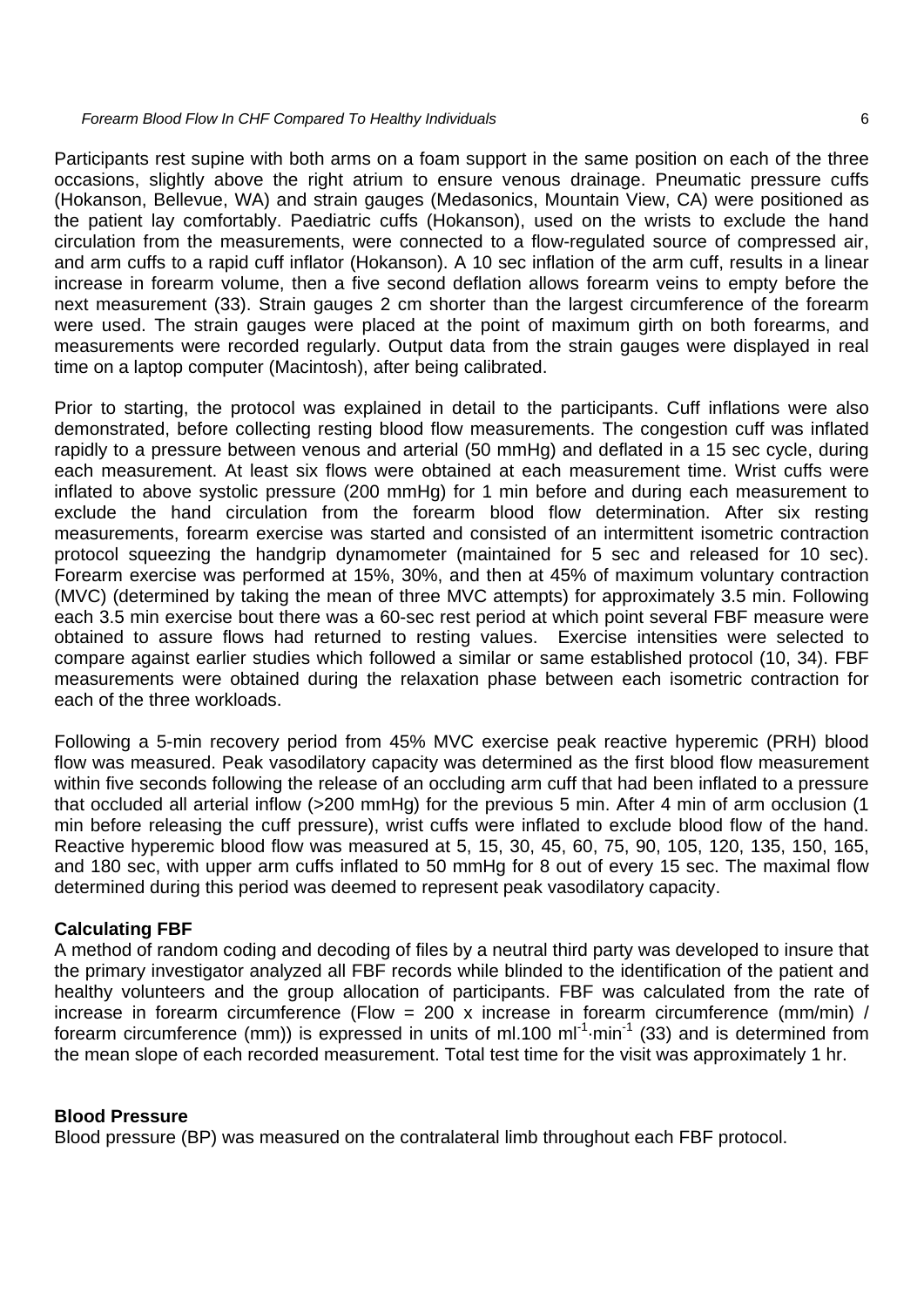Participants rest supine with both arms on a foam support in the same position on each of the three occasions, slightly above the right atrium to ensure venous drainage. Pneumatic pressure cuffs (Hokanson, Bellevue, WA) and strain gauges (Medasonics, Mountain View, CA) were positioned as the patient lay comfortably. Paediatric cuffs (Hokanson), used on the wrists to exclude the hand circulation from the measurements, were connected to a flow-regulated source of compressed air, and arm cuffs to a rapid cuff inflator (Hokanson). A 10 sec inflation of the arm cuff, results in a linear increase in forearm volume, then a five second deflation allows forearm veins to empty before the next measurement (33). Strain gauges 2 cm shorter than the largest circumference of the forearm were used. The strain gauges were placed at the point of maximum girth on both forearms, and measurements were recorded regularly. Output data from the strain gauges were displayed in real time on a laptop computer (Macintosh), after being calibrated.

Prior to starting, the protocol was explained in detail to the participants. Cuff inflations were also demonstrated, before collecting resting blood flow measurements. The congestion cuff was inflated rapidly to a pressure between venous and arterial (50 mmHg) and deflated in a 15 sec cycle, during each measurement. At least six flows were obtained at each measurement time. Wrist cuffs were inflated to above systolic pressure (200 mmHg) for 1 min before and during each measurement to exclude the hand circulation from the forearm blood flow determination. After six resting measurements, forearm exercise was started and consisted of an intermittent isometric contraction protocol squeezing the handgrip dynamometer (maintained for 5 sec and released for 10 sec). Forearm exercise was performed at 15%, 30%, and then at 45% of maximum voluntary contraction (MVC) (determined by taking the mean of three MVC attempts) for approximately 3.5 min. Following each 3.5 min exercise bout there was a 60-sec rest period at which point several FBF measure were obtained to assure flows had returned to resting values. Exercise intensities were selected to compare against earlier studies which followed a similar or same established protocol (10, 34). FBF measurements were obtained during the relaxation phase between each isometric contraction for each of the three workloads.

Following a 5-min recovery period from 45% MVC exercise peak reactive hyperemic (PRH) blood flow was measured. Peak vasodilatory capacity was determined as the first blood flow measurement within five seconds following the release of an occluding arm cuff that had been inflated to a pressure that occluded all arterial inflow (>200 mmHg) for the previous 5 min. After 4 min of arm occlusion (1 min before releasing the cuff pressure), wrist cuffs were inflated to exclude blood flow of the hand. Reactive hyperemic blood flow was measured at 5, 15, 30, 45, 60, 75, 90, 105, 120, 135, 150, 165, and 180 sec, with upper arm cuffs inflated to 50 mmHg for 8 out of every 15 sec. The maximal flow determined during this period was deemed to represent peak vasodilatory capacity.

**Calculating FBF**

A method of random coding and decoding of files by a neutral third party was developed to insure that the primary investigator analyzed all FBF records while blinded to the identification of the patient and healthy volunteers and the group allocation of participants. FBF was calculated from the rate of increase in forearm circumference (Flow = 200 x increase in forearm circumference (mm/min) / forearm circumference (mm)) is expressed in units of ml.100 $ml^{-1}\cdot min^{-1}$ (33) and is determined from the mean slope of each recorded measurement. Total test time for the visit was approximately 1 hr.

**Blood Pressure**

Blood pressure (BP) was measured on the contralateral limb throughout each FBF protocol.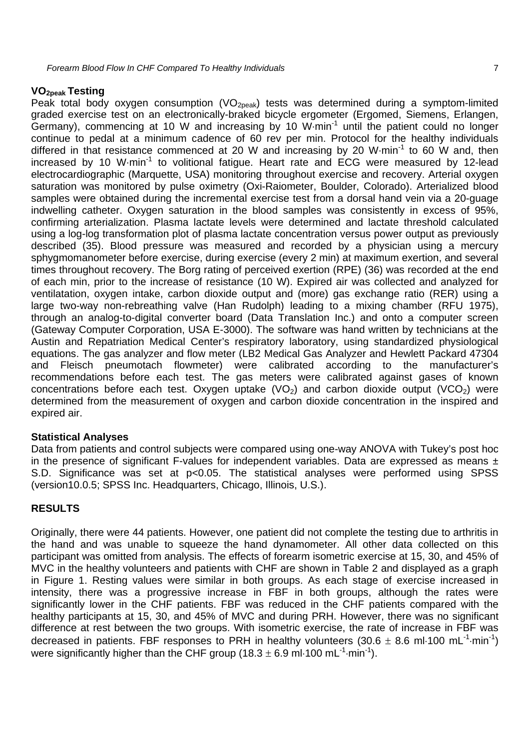### $VO_{2peak}$ Testing

Peak total body oxygen consumption ($VO_{2peak}$) tests was determined during a symptom-limited graded exercise test on an electronically-braked bicycle ergometer (Ergomed, Siemens, Erlangen, Germany), commencing at 10 W and increasing by 10 $W \cdot min^{-1}$ until the patient could no longer continue to pedal at a minimum cadence of 60 rev per min. Protocol for the healthy individuals differed in that resistance commenced at 20 W and increasing by 20 $W \cdot min^{-1}$ to 60 W and, then increased by 10 $W \cdot min^{-1}$ to volitional fatigue. Heart rate and ECG were measured by 12-lead electrocardiographic (Marquette, USA) monitoring throughout exercise and recovery. Arterial oxygen saturation was monitored by pulse oximetry (Oxi-Raiometer, Boulder, Colorado). Arterialized blood samples were obtained during the incremental exercise test from a dorsal hand vein via a 20-guage indwelling catheter. Oxygen saturation in the blood samples was consistently in excess of 95%, confirming arterialization. Plasma lactate levels were determined and lactate threshold calculated using a log-log transformation plot of plasma lactate concentration versus power output as previously described (35). Blood pressure was measured and recorded by a physician using a mercury sphygmomanometer before exercise, during exercise (every 2 min) at maximum exertion, and several times throughout recovery. The Borg rating of perceived exertion (RPE) (36) was recorded at the end of each min, prior to the increase of resistance (10 W). Expired air was collected and analyzed for ventilatation, oxygen intake, carbon dioxide output and (more) gas exchange ratio (RER) using a large two-way non-rebreathing valve (Han Rudolph) leading to a mixing chamber (RFU 1975), through an analog-to-digital converter board (Data Translation Inc.) and onto a computer screen (Gateway Computer Corporation, USA E-3000). The software was hand written by technicians at the Austin and Repatriation Medical Center's respiratory laboratory, using standardized physiological equations. The gas analyzer and flow meter (LB2 Medical Gas Analyzer and Hewlett Packard 47304 and Fleisch pneumotach flowmeter) were calibrated according to the manufacturer's recommendations before each test. The gas meters were calibrated against gases of known concentrations before each test. Oxygen uptake ($VO_2$) and carbon dioxide output ($VCO_2$) were determined from the measurement of oxygen and carbon dioxide concentration in the inspired and expired air.

### Statistical Analyses

Data from patients and control subjects were compared using one-way ANOVA with Tukey's post hoc in the presence of significant F-values for independent variables. Data are expressed as means ± S.D. Significance was set at $p<0.05$. The statistical analyses were performed using SPSS (version10.0.5; SPSS Inc. Headquarters, Chicago, Illinois, U.S.).

## RESULTS

Originally, there were 44 patients. However, one patient did not complete the testing due to arthritis in the hand and was unable to squeeze the hand dynamometer. All other data collected on this participant was omitted from analysis. The effects of forearm isometric exercise at 15, 30, and 45% of MVC in the healthy volunteers and patients with CHF are shown in Table 2 and displayed as a graph in Figure 1. Resting values were similar in both groups. As each stage of exercise increased in intensity, there was a progressive increase in FBF in both groups, although the rates were significantly lower in the CHF patients. FBF was reduced in the CHF patients compared with the healthy participants at 15, 30, and 45% of MVC and during PRH. However, there was no significant difference at rest between the two groups. With isometric exercise, the rate of increase in FBF was decreased in patients. FBF responses to PRH in healthy volunteers ($30.6 \pm 8.6$ $ml \cdot 100\ mL^{-1} \cdot min^{-1}$) were significantly higher than the CHF group ($18.3 \pm 6.9$ $ml \cdot 100\ mL^{-1} \cdot min^{-1}$).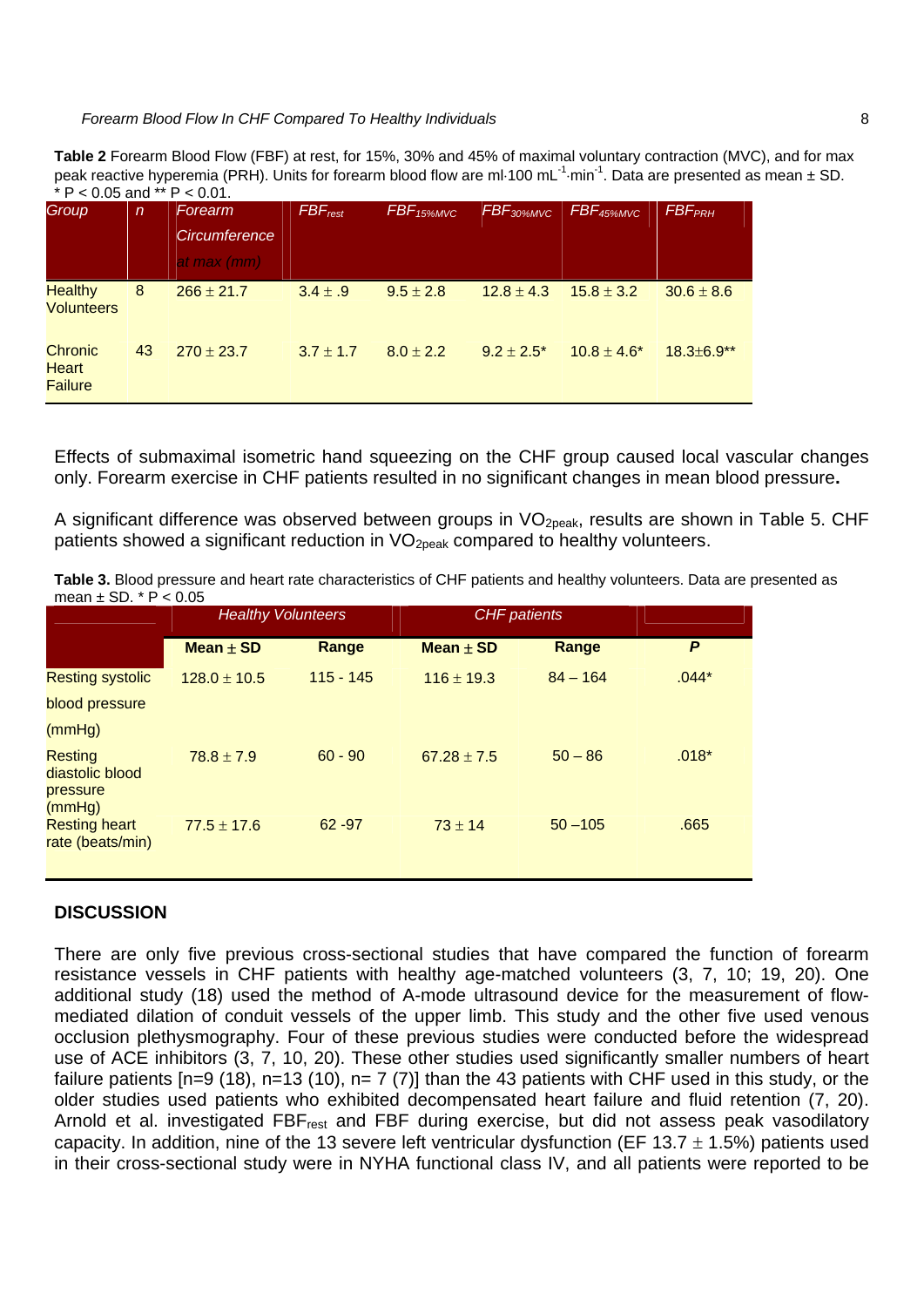**Table 2** Forearm Blood Flow (FBF) at rest, for 15%, 30% and 45% of maximal voluntary contraction (MVC), and for max peak reactive hyperemia (PRH). Units for forearm blood flow are ml·100 $mL^{-1}$·$min^{-1}$. Data are presented as mean ± SD. * P < 0.05 and ** P < 0.01.

| Group | n | Forearm Circumference at max (mm) | $FBF_{rest}$ | $FBF_{15\%MVC}$ | $FBF_{30\%MVC}$ | $FBF_{45\%MVC}$ | $FBF_{PRH}$ |
|---|---|---|---|---|---|---|---|
| Healthy Volunteers | 8 | 266 ± 21.7 | 3.4 ± .9 | 9.5 ± 2.8 | 12.8 ± 4.3 | 15.8 ± 3.2 | 30.6 ± 8.6 |
| Chronic Heart Failure | 43 | 270 ± 23.7 | 3.7 ± 1.7 | 8.0 ± 2.2 | 9.2 ± 2.5* | 10.8 ± 4.6* | 18.3±6.9** |

Effects of submaximal isometric hand squeezing on the CHF group caused local vascular changes only. Forearm exercise in CHF patients resulted in no significant changes in mean blood pressure**.**

A significant difference was observed between groups in $VO_{2peak}$, results are shown in Table 5. CHF patients showed a significant reduction in $VO_{2peak}$ compared to healthy volunteers.

**Table 3.** Blood pressure and heart rate characteristics of CHF patients and healthy volunteers. Data are presented as mean ± SD. * P < 0.05

| | *Healthy Volunteers* | | *CHF patients* | | |
|---|---|---|---|---|---|
| | **Mean ± SD** | **Range** | **Mean ± SD** | **Range** | ***P*** |
| Resting systolic blood pressure (mmHg) | 128.0 ± 10.5 | 115 - 145 | 116 ± 19.3 | 84 – 164 | .044* |
| Resting diastolic blood pressure (mmHg) | 78.8 ± 7.9 | 60 - 90 | 67.28 ± 7.5 | 50 – 86 | .018* |
| Resting heart rate (beats/min) | 77.5 ± 17.6 | 62 -97 | 73 ± 14 | 50 –105 | .665 |

## DISCUSSION

There are only five previous cross-sectional studies that have compared the function of forearm resistance vessels in CHF patients with healthy age-matched volunteers (3, 7, 10; 19, 20). One additional study (18) used the method of A-mode ultrasound device for the measurement of flow-mediated dilation of conduit vessels of the upper limb. This study and the other five used venous occlusion plethysmography. Four of these previous studies were conducted before the widespread use of ACE inhibitors (3, 7, 10, 20). These other studies used significantly smaller numbers of heart failure patients [n=9 (18), n=13 (10), n= 7 (7)] than the 43 patients with CHF used in this study, or the older studies used patients who exhibited decompensated heart failure and fluid retention (7, 20). Arnold et al. investigated $FBF_{rest}$ and FBF during exercise, but did not assess peak vasodilatory capacity. In addition, nine of the 13 severe left ventricular dysfunction (EF 13.7 ± 1.5%) patients used in their cross-sectional study were in NYHA functional class IV, and all patients were reported to be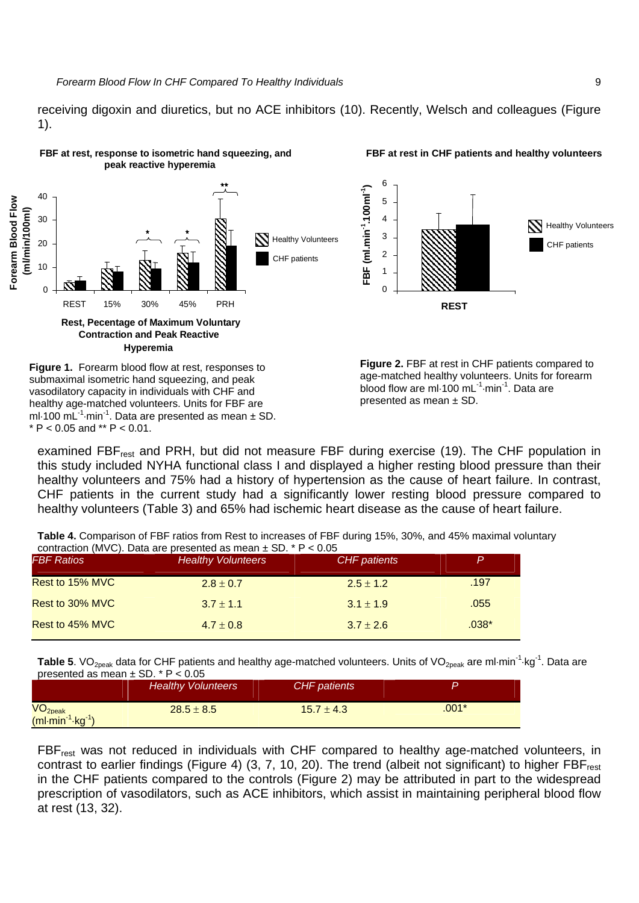receiving digoxin and diuretics, but no ACE inhibitors (10). Recently, Welsch and colleagues (Figure 1).

**Figure 1.** Forearm blood flow at rest, responses to submaximal isometric hand squeezing, and peak vasodilatory capacity in individuals with CHF and healthy age-matched volunteers. Units for FBF are ml·100 $mL^{-1}$·$min^{-1}$. Data are presented as mean ± SD. * P < 0.05 and ** P < 0.01.

**Figure 2.** FBF at rest in CHF patients compared to age-matched healthy volunteers. Units for forearm blood flow are ml·100 $mL^{-1}$·$min^{-1}$. Data are presented as mean ± SD.

examined $FBF_{rest}$ and PRH, but did not measure FBF during exercise (19). The CHF population in this study included NYHA functional class I and displayed a higher resting blood pressure than their healthy volunteers and 75% had a history of hypertension as the cause of heart failure. In contrast, CHF patients in the current study had a significantly lower resting blood pressure compared to healthy volunteers (Table 3) and 65% had ischemic heart disease as the cause of heart failure.

**Table 4.** Comparison of FBF ratios from Rest to increases of FBF during 15%, 30%, and 45% maximal voluntary contraction (MVC). Data are presented as mean ± SD. * P < 0.05

| *FBF Ratios* | *Healthy Volunteers* | *CHF patients* | *P* |
|---|---|---|---|
| Rest to 15% MVC | 2.8 ± 0.7 | 2.5 ± 1.2 | .197 |
| Rest to 30% MVC | 3.7 ± 1.1 | 3.1 ± 1.9 | .055 |
| Rest to 45% MVC | 4.7 ± 0.8 | 3.7 ± 2.6 | .038* |

**Table 5**. $VO_{2peak}$ data for CHF patients and healthy age-matched volunteers. Units of $VO_{2peak}$ are ml·$min^{-1}$·$kg^{-1}$. Data are presented as mean ± SD. * P < 0.05

| | *Healthy Volunteers* | *CHF patients* | *P* |
|---|---|---|---|
| $VO_{2peak}$ (ml·$min^{-1}$·$kg^{-1}$) | 28.5 ± 8.5 | 15.7 ± 4.3 | .001* |

$FBF_{rest}$ was not reduced in individuals with CHF compared to healthy age-matched volunteers, in contrast to earlier findings (Figure 4) (3, 7, 10, 20). The trend (albeit not significant) to higher $FBF_{rest}$ in the CHF patients compared to the controls (Figure 2) may be attributed in part to the widespread prescription of vasodilators, such as ACE inhibitors, which assist in maintaining peripheral blood flow at rest (13, 32).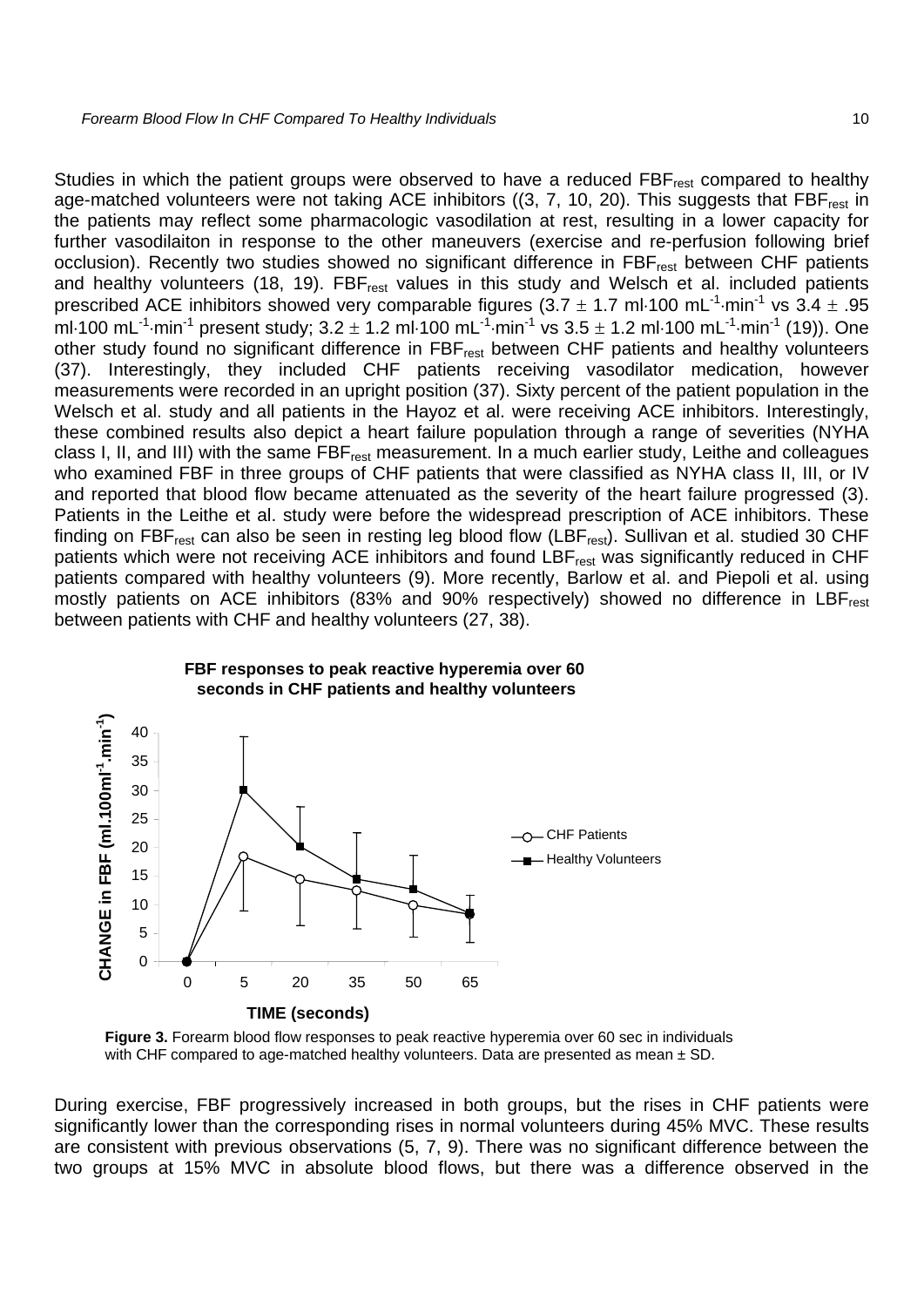Studies in which the patient groups were observed to have a reduced $FBF_{rest}$ compared to healthy age-matched volunteers were not taking ACE inhibitors ((3, 7, 10, 20). This suggests that $FBF_{rest}$ in the patients may reflect some pharmacologic vasodilation at rest, resulting in a lower capacity for further vasodilaiton in response to the other maneuvers (exercise and re-perfusion following brief occlusion). Recently two studies showed no significant difference in $FBF_{rest}$ between CHF patients and healthy volunteers (18, 19). $FBF_{rest}$ values in this study and Welsch et al. included patients prescribed ACE inhibitors showed very comparable figures ($3.7 \pm 1.7$ ml·100 $mL^{-1}$·$min^{-1}$ vs $3.4 \pm .95$ ml·100 $mL^{-1}$·$min^{-1}$ present study; $3.2 \pm 1.2$ ml·100 $mL^{-1}$·$min^{-1}$ vs $3.5 \pm 1.2$ ml·100 $mL^{-1}$·$min^{-1}$ (19)). One other study found no significant difference in $FBF_{rest}$ between CHF patients and healthy volunteers (37). Interestingly, they included CHF patients receiving vasodilator medication, however measurements were recorded in an upright position (37). Sixty percent of the patient population in the Welsch et al. study and all patients in the Hayoz et al. were receiving ACE inhibitors. Interestingly, these combined results also depict a heart failure population through a range of severities (NYHA class I, II, and III) with the same $FBF_{rest}$ measurement. In a much earlier study, Leithe and colleagues who examined FBF in three groups of CHF patients that were classified as NYHA class II, III, or IV and reported that blood flow became attenuated as the severity of the heart failure progressed (3). Patients in the Leithe et al. study were before the widespread prescription of ACE inhibitors. These finding on $FBF_{rest}$ can also be seen in resting leg blood flow ($LBF_{rest}$). Sullivan et al. studied 30 CHF patients which were not receiving ACE inhibitors and found $LBF_{rest}$ was significantly reduced in CHF patients compared with healthy volunteers (9). More recently, Barlow et al. and Piepoli et al. using mostly patients on ACE inhibitors (83% and 90% respectively) showed no difference in $LBF_{rest}$ between patients with CHF and healthy volunteers (27, 38).

**Figure 3.** Forearm blood flow responses to peak reactive hyperemia over 60 sec in individuals with CHF compared to age-matched healthy volunteers. Data are presented as mean ± SD.

During exercise, FBF progressively increased in both groups, but the rises in CHF patients were significantly lower than the corresponding rises in normal volunteers during 45% MVC. These results are consistent with previous observations (5, 7, 9). There was no significant difference between the two groups at 15% MVC in absolute blood flows, but there was a difference observed in the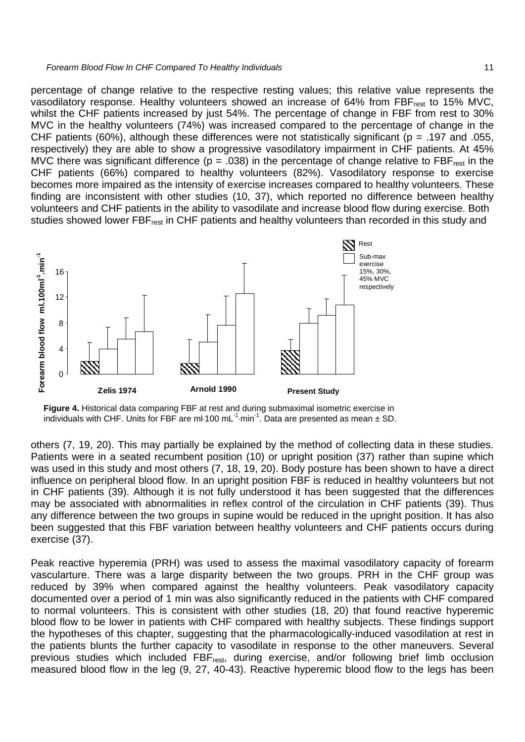percentage of change relative to the respective resting values; this relative value represents the vasodilatory response. Healthy volunteers showed an increase of 64% from $FBF_{rest}$ to 15% MVC, whilst the CHF patients increased by just 54%. The percentage of change in FBF from rest to 30% MVC in the healthy volunteers (74%) was increased compared to the percentage of change in the CHF patients (60%), although these differences were not statistically significant ($p = .197$ and $.055$, respectively) they are able to show a progressive vasodilatory impairment in CHF patients. At 45% MVC there was significant difference ($p = .038$) in the percentage of change relative to $FBF_{rest}$ in the CHF patients (66%) compared to healthy volunteers (82%). Vasodilatory response to exercise becomes more impaired as the intensity of exercise increases compared to healthy volunteers. These finding are inconsistent with other studies (10, 37), which reported no difference between healthy volunteers and CHF patients in the ability to vasodilate and increase blood flow during exercise. Both studies showed lower $FBF_{rest}$ in CHF patients and healthy volunteers than recorded in this study and

**Figure 4.** Historical data comparing FBF at rest and during submaximal isometric exercise in individuals with CHF. Units for FBF are $ml \cdot 100\ mL^{-1} \cdot min^{-1}$. Data are presented as mean ± SD.

others (7, 19, 20). This may partially be explained by the method of collecting data in these studies. Patients were in a seated recumbent position (10) or upright position (37) rather than supine which was used in this study and most others (7, 18, 19, 20). Body posture has been shown to have a direct influence on peripheral blood flow. In an upright position FBF is reduced in healthy volunteers but not in CHF patients (39). Although it is not fully understood it has been suggested that the differences may be associated with abnormalities in reflex control of the circulation in CHF patients (39). Thus any difference between the two groups in supine would be reduced in the upright position. It has also been suggested that this FBF variation between healthy volunteers and CHF patients occurs during exercise (37).

Peak reactive hyperemia (PRH) was used to assess the maximal vasodilatory capacity of forearm vasculartture. There was a large disparity between the two groups. PRH in the CHF group was reduced by 39% when compared against the healthy volunteers. Peak vasodilatory capacity documented over a period of 1 min was also significantly reduced in the patients with CHF compared to normal volunteers. This is consistent with other studies (18, 20) that found reactive hyperemic blood flow to be lower in patients with CHF compared with healthy subjects. These findings support the hypotheses of this chapter, suggesting that the pharmacologically-induced vasodilation at rest in the patients blunts the further capacity to vasodilate in response to the other maneuvers. Several previous studies which included $FBF_{rest}$, during exercise, and/or following brief limb occlusion measured blood flow in the leg (9, 27, 40-43). Reactive hyperemic blood flow to the legs has been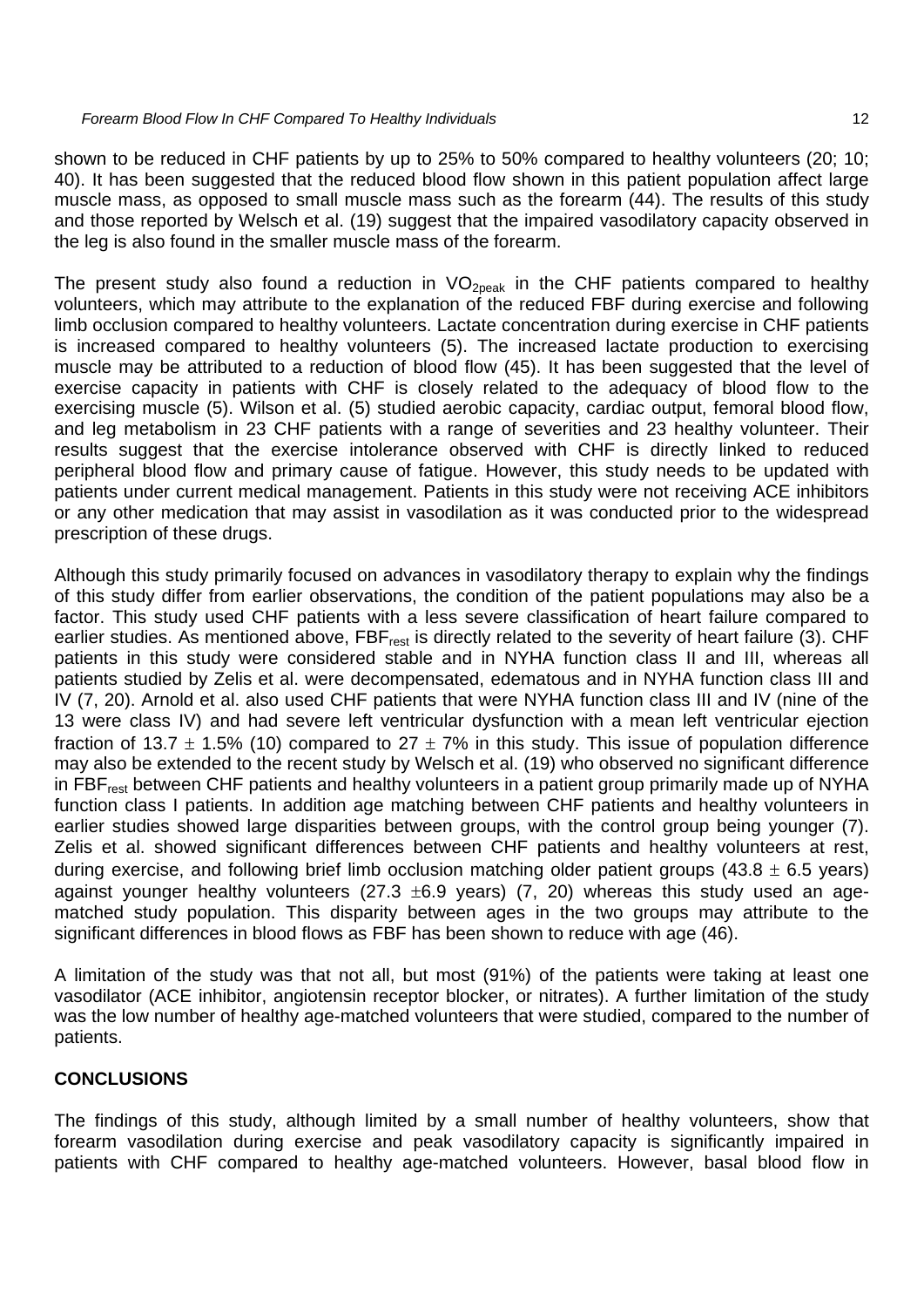shown to be reduced in CHF patients by up to 25% to 50% compared to healthy volunteers (20; 10; 40). It has been suggested that the reduced blood flow shown in this patient population affect large muscle mass, as opposed to small muscle mass such as the forearm (44). The results of this study and those reported by Welsch et al. (19) suggest that the impaired vasodilatory capacity observed in the leg is also found in the smaller muscle mass of the forearm.

The present study also found a reduction in $VO_{2peak}$ in the CHF patients compared to healthy volunteers, which may attribute to the explanation of the reduced FBF during exercise and following limb occlusion compared to healthy volunteers. Lactate concentration during exercise in CHF patients is increased compared to healthy volunteers (5). The increased lactate production to exercising muscle may be attributed to a reduction of blood flow (45). It has been suggested that the level of exercise capacity in patients with CHF is closely related to the adequacy of blood flow to the exercising muscle (5). Wilson et al. (5) studied aerobic capacity, cardiac output, femoral blood flow, and leg metabolism in 23 CHF patients with a range of severities and 23 healthy volunteer. Their results suggest that the exercise intolerance observed with CHF is directly linked to reduced peripheral blood flow and primary cause of fatigue. However, this study needs to be updated with patients under current medical management. Patients in this study were not receiving ACE inhibitors or any other medication that may assist in vasodilation as it was conducted prior to the widespread prescription of these drugs.

Although this study primarily focused on advances in vasodilatory therapy to explain why the findings of this study differ from earlier observations, the condition of the patient populations may also be a factor. This study used CHF patients with a less severe classification of heart failure compared to earlier studies. As mentioned above, $FBF_{rest}$ is directly related to the severity of heart failure (3). CHF patients in this study were considered stable and in NYHA function class II and III, whereas all patients studied by Zelis et al. were decompensated, edematous and in NYHA function class III and IV (7, 20). Arnold et al. also used CHF patients that were NYHA function class III and IV (nine of the 13 were class IV) and had severe left ventricular dysfunction with a mean left ventricular ejection fraction of $13.7 \pm 1.5\%$ (10) compared to $27 \pm 7\%$ in this study. This issue of population difference may also be extended to the recent study by Welsch et al. (19) who observed no significant difference in $FBF_{rest}$ between CHF patients and healthy volunteers in a patient group primarily made up of NYHA function class I patients. In addition age matching between CHF patients and healthy volunteers in earlier studies showed large disparities between groups, with the control group being younger (7). Zelis et al. showed significant differences between CHF patients and healthy volunteers at rest, during exercise, and following brief limb occlusion matching older patient groups ($43.8 \pm 6.5$ years) against younger healthy volunteers ($27.3 \pm 6.9$ years) (7, 20) whereas this study used an age-matched study population. This disparity between ages in the two groups may attribute to the significant differences in blood flows as FBF has been shown to reduce with age (46).

A limitation of the study was that not all, but most (91%) of the patients were taking at least one vasodilator (ACE inhibitor, angiotensin receptor blocker, or nitrates). A further limitation of the study was the low number of healthy age-matched volunteers that were studied, compared to the number of patients.

## CONCLUSIONS

The findings of this study, although limited by a small number of healthy volunteers, show that forearm vasodilation during exercise and peak vasodilatory capacity is significantly impaired in patients with CHF compared to healthy age-matched volunteers. However, basal blood flow in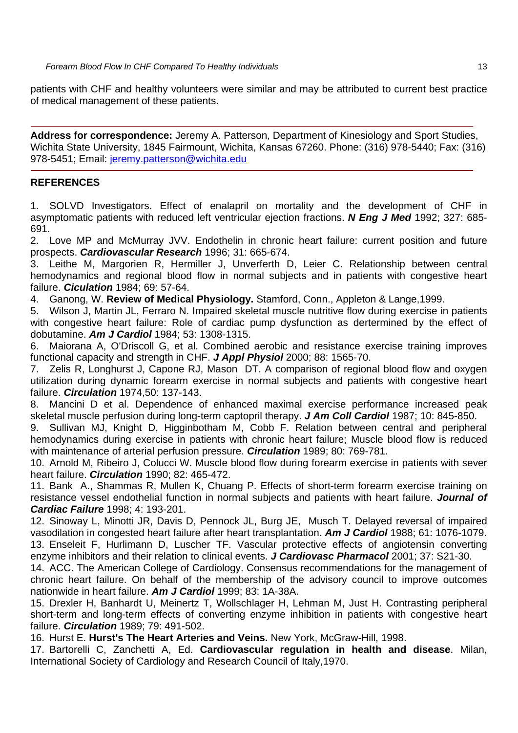patients with CHF and healthy volunteers were similar and may be attributed to current best practice of medical management of these patients.

---

**Address for correspondence:** Jeremy A. Patterson, Department of Kinesiology and Sport Studies, Wichita State University, 1845 Fairmount, Wichita, Kansas 67260. Phone: (316) 978-5440; Fax: (316) 978-5451; Email: jeremy.patterson@wichita.edu

---

## REFERENCES

1. SOLVD Investigators. Effect of enalapril on mortality and the development of CHF in asymptomatic patients with reduced left ventricular ejection fractions. ***N Eng J Med*** 1992; 327: 685-691.
2. Love MP and McMurray JVV. Endothelin in chronic heart failure: current position and future prospects. ***Cardiovascular Research*** 1996; 31: 665-674.
3. Leithe M, Margorien R, Hermiller J, Unverferth D, Leier C. Relationship between central hemodynamics and regional blood flow in normal subjects and in patients with congestive heart failure. ***Ciculation*** 1984; 69: 57-64.
4. Ganong, W. **Review of Medical Physiology.** Stamford, Conn., Appleton & Lange,1999.
5. Wilson J, Martin JL, Ferraro N. Impaired skeletal muscle nutritive flow during exercise in patients with congestive heart failure: Role of cardiac pump dysfunction as dertermined by the effect of dobutamine. ***Am J Cardiol*** 1984; 53: 1308-1315.
6. Maiorana A, O'Driscoll G, et al. Combined aerobic and resistance exercise training improves functional capacity and strength in CHF. ***J Appl Physiol*** 2000; 88: 1565-70.
7. Zelis R, Longhurst J, Capone RJ, Mason DT. A comparison of regional blood flow and oxygen utilization during dynamic forearm exercise in normal subjects and patients with congestive heart failure. ***Circulation*** 1974,50: 137-143.
8. Mancini D et al. Dependence of enhanced maximal exercise performance increased peak skeletal muscle perfusion during long-term captopril therapy. ***J Am Coll Cardiol*** 1987; 10: 845-850.
9. Sullivan MJ, Knight D, Higginbotham M, Cobb F. Relation between central and peripheral hemodynamics during exercise in patients with chronic heart failure; Muscle blood flow is reduced with maintenance of arterial perfusion pressure. ***Circulation*** 1989; 80: 769-781.
10. Arnold M, Ribeiro J, Colucci W. Muscle blood flow during forearm exercise in patients with sever heart failure. ***Circulation*** 1990; 82: 465-472.
11. Bank A., Shammas R, Mullen K, Chuang P. Effects of short-term forearm exercise training on resistance vessel endothelial function in normal subjects and patients with heart failure. ***Journal of Cardiac Failure*** 1998; 4: 193-201.
12. Sinoway L, Minotti JR, Davis D, Pennock JL, Burg JE, Musch T. Delayed reversal of impaired vasodilation in congested heart failure after heart transplantation. ***Am J Cardiol*** 1988; 61: 1076-1079.
13. Enseleit F, Hurlimann D, Luscher TF. Vascular protective effects of angiotensin converting enzyme inhibitors and their relation to clinical events. ***J Cardiovasc Pharmacol*** 2001; 37: S21-30.
14. ACC. The American College of Cardiology. Consensus recommendations for the management of chronic heart failure. On behalf of the membership of the advisory council to improve outcomes nationwide in heart failure. ***Am J Cardiol*** 1999; 83: 1A-38A.
15. Drexler H, Banhardt U, Meinertz T, Wollschlager H, Lehman M, Just H. Contrasting peripheral short-term and long-term effects of converting enzyme inhibition in patients with congestive heart failure. ***Circulation*** 1989; 79: 491-502.
16. Hurst E. **Hurst's The Heart Arteries and Veins.** New York, McGraw-Hill, 1998.
17. Bartorelli C, Zanchetti A, Ed. **Cardiovascular regulation in health and disease**. Milan, International Society of Cardiology and Research Council of Italy,1970.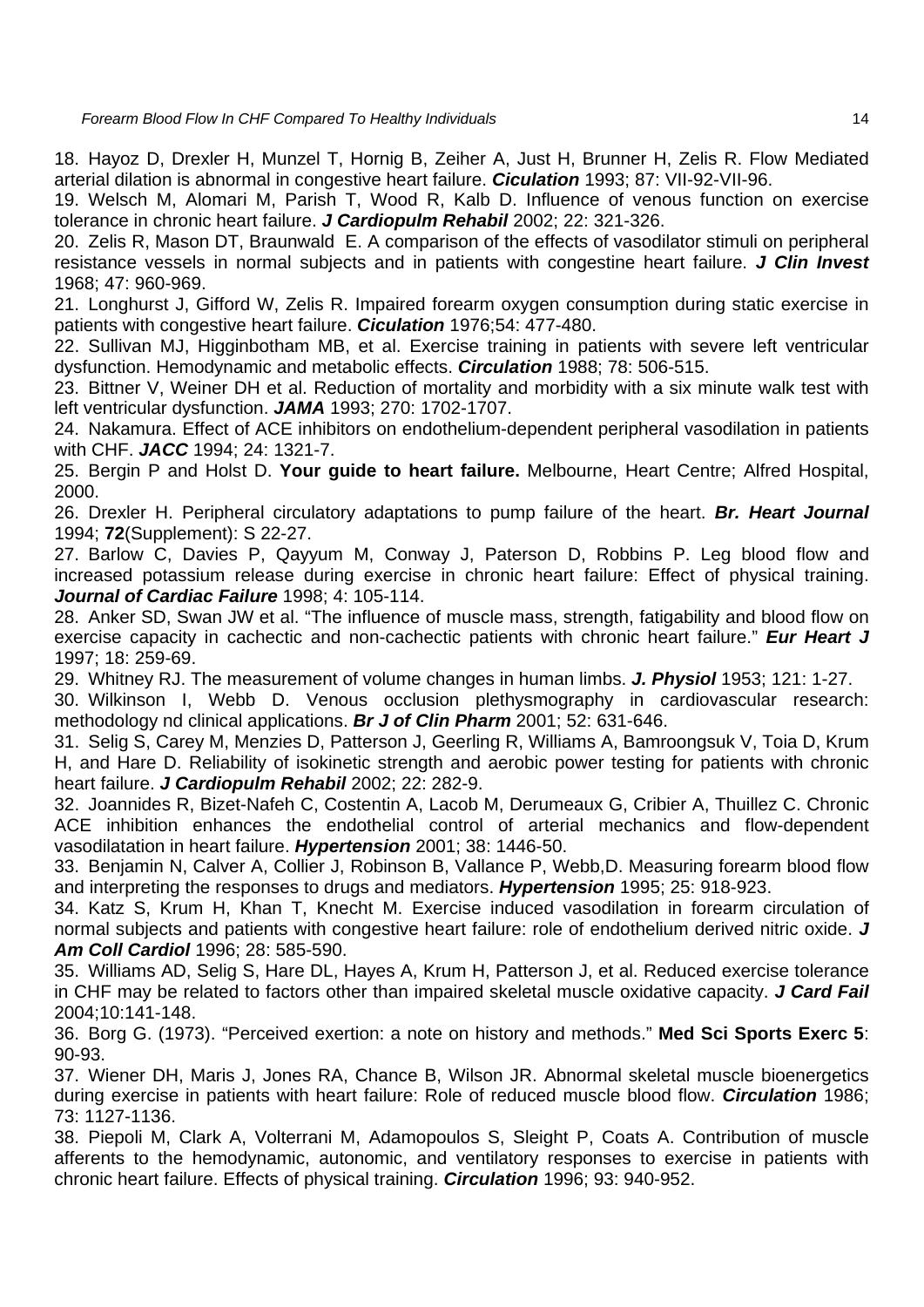18. Hayoz D, Drexler H, Munzel T, Hornig B, Zeiher A, Just H, Brunner H, Zelis R. Flow Mediated arterial dilation is abnormal in congestive heart failure. ***Ciculation*** 1993; 87: VII-92-VII-96.

19. Welsch M, Alomari M, Parish T, Wood R, Kalb D. Influence of venous function on exercise tolerance in chronic heart failure. ***J Cardiopulm Rehabil*** 2002; 22: 321-326.

20. Zelis R, Mason DT, Braunwald E. A comparison of the effects of vasodilator stimuli on peripheral resistance vessels in normal subjects and in patients with congestine heart failure. ***J Clin Invest*** 1968; 47: 960-969.

21. Longhurst J, Gifford W, Zelis R. Impaired forearm oxygen consumption during static exercise in patients with congestive heart failure. ***Ciculation*** 1976;54: 477-480.

22. Sullivan MJ, Higginbotham MB, et al. Exercise training in patients with severe left ventricular dysfunction. Hemodynamic and metabolic effects. ***Circulation*** 1988; 78: 506-515.

23. Bittner V, Weiner DH et al. Reduction of mortality and morbidity with a six minute walk test with left ventricular dysfunction. ***JAMA*** 1993; 270: 1702-1707.

24. Nakamura. Effect of ACE inhibitors on endothelium-dependent peripheral vasodilation in patients with CHF. ***JACC*** 1994; 24: 1321-7.

25. Bergin P and Holst D. **Your guide to heart failure.** Melbourne, Heart Centre; Alfred Hospital, 2000.

26. Drexler H. Peripheral circulatory adaptations to pump failure of the heart. ***Br. Heart Journal*** 1994; **72**(Supplement): S 22-27.

27. Barlow C, Davies P, Qayyum M, Conway J, Paterson D, Robbins P. Leg blood flow and increased potassium release during exercise in chronic heart failure: Effect of physical training. ***Journal of Cardiac Failure*** 1998; 4: 105-114.

28. Anker SD, Swan JW et al. "The influence of muscle mass, strength, fatigability and blood flow on exercise capacity in cachectic and non-cachectic patients with chronic heart failure." ***Eur Heart J*** 1997; 18: 259-69.

29. Whitney RJ. The measurement of volume changes in human limbs. ***J. Physiol*** 1953; 121: 1-27.

30. Wilkinson I, Webb D. Venous occlusion plethysmography in cardiovascular research: methodology nd clinical applications. ***Br J of Clin Pharm*** 2001; 52: 631-646.

31. Selig S, Carey M, Menzies D, Patterson J, Geerling R, Williams A, Bamroongsuk V, Toia D, Krum H, and Hare D. Reliability of isokinetic strength and aerobic power testing for patients with chronic heart failure. ***J Cardiopulm Rehabil*** 2002; 22: 282-9.

32. Joannides R, Bizet-Nafeh C, Costentin A, Lacob M, Derumeaux G, Cribier A, Thuillez C. Chronic ACE inhibition enhances the endothelial control of arterial mechanics and flow-dependent vasodilatation in heart failure. ***Hypertension*** 2001; 38: 1446-50.

33. Benjamin N, Calver A, Collier J, Robinson B, Vallance P, Webb,D. Measuring forearm blood flow and interpreting the responses to drugs and mediators. ***Hypertension*** 1995; 25: 918-923.

34. Katz S, Krum H, Khan T, Knecht M. Exercise induced vasodilation in forearm circulation of normal subjects and patients with congestive heart failure: role of endothelium derived nitric oxide. ***J Am Coll Cardiol*** 1996; 28: 585-590.

35. Williams AD, Selig S, Hare DL, Hayes A, Krum H, Patterson J, et al. Reduced exercise tolerance in CHF may be related to factors other than impaired skeletal muscle oxidative capacity. ***J Card Fail*** 2004;10:141-148.

36. Borg G. (1973). "Perceived exertion: a note on history and methods." **Med Sci Sports Exerc 5**: 90-93.

37. Wiener DH, Maris J, Jones RA, Chance B, Wilson JR. Abnormal skeletal muscle bioenergetics during exercise in patients with heart failure: Role of reduced muscle blood flow. ***Circulation*** 1986; 73: 1127-1136.

38. Piepoli M, Clark A, Volterrani M, Adamopoulos S, Sleight P, Coats A. Contribution of muscle afferents to the hemodynamic, autonomic, and ventilatory responses to exercise in patients with chronic heart failure. Effects of physical training. ***Circulation*** 1996; 93: 940-952.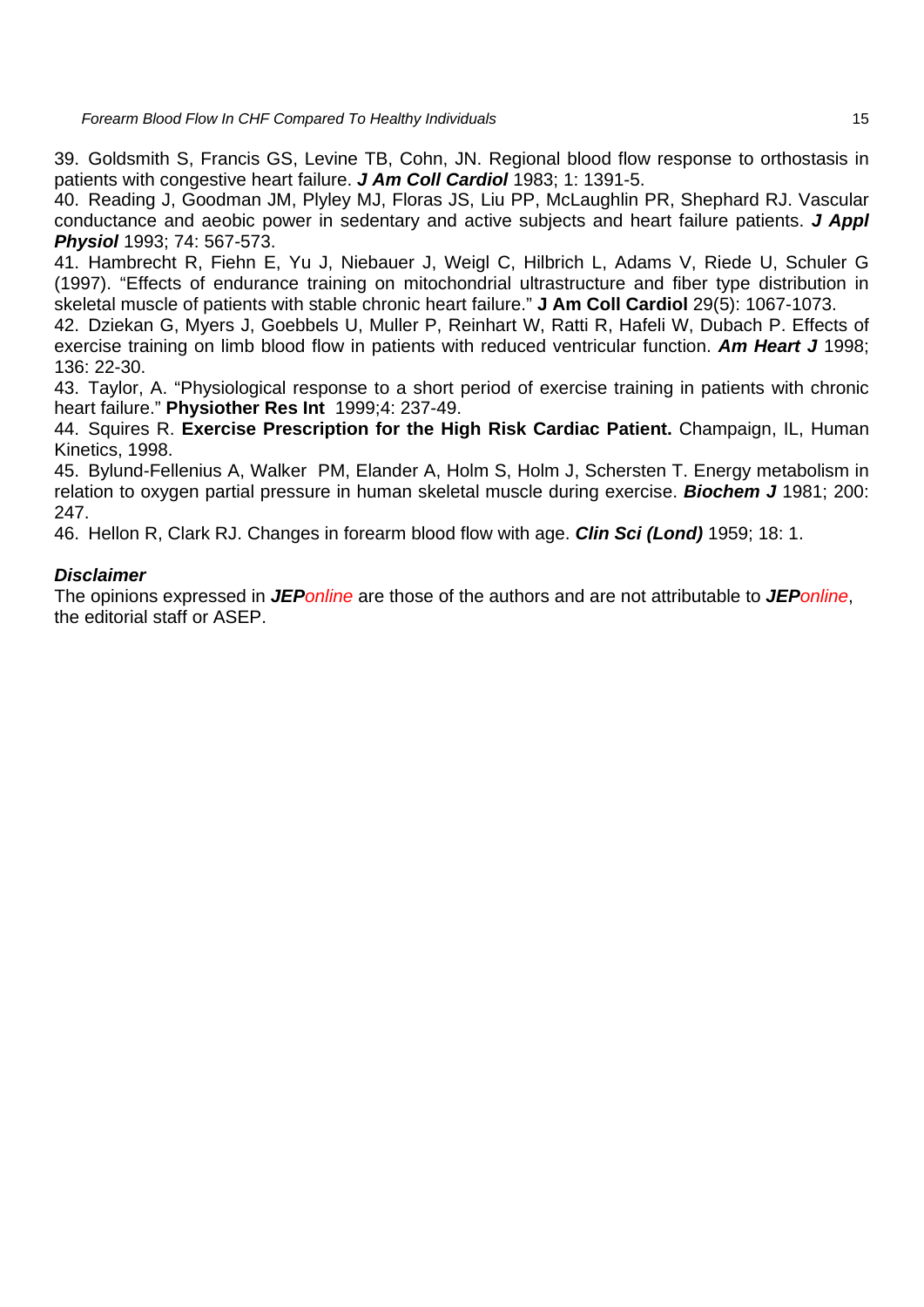39. Goldsmith S, Francis GS, Levine TB, Cohn, JN. Regional blood flow response to orthostasis in patients with congestive heart failure. ***J Am Coll Cardiol*** 1983; 1: 1391-5.

40. Reading J, Goodman JM, Plyley MJ, Floras JS, Liu PP, McLaughlin PR, Shephard RJ. Vascular conductance and aeobic power in sedentary and active subjects and heart failure patients. ***J Appl Physiol*** 1993; 74: 567-573.

41. Hambrecht R, Fiehn E, Yu J, Niebauer J, Weigl C, Hilbrich L, Adams V, Riede U, Schuler G (1997). "Effects of endurance training on mitochondrial ultrastructure and fiber type distribution in skeletal muscle of patients with stable chronic heart failure." **J Am Coll Cardiol** 29(5): 1067-1073.

42. Dziekan G, Myers J, Goebbels U, Muller P, Reinhart W, Ratti R, Hafeli W, Dubach P. Effects of exercise training on limb blood flow in patients with reduced ventricular function. ***Am Heart J*** 1998; 136: 22-30.

43. Taylor, A. "Physiological response to a short period of exercise training in patients with chronic heart failure." **Physiother Res Int** 1999;4: 237-49.

44. Squires R. **Exercise Prescription for the High Risk Cardiac Patient.** Champaign, IL, Human Kinetics, 1998.

45. Bylund-Fellenius A, Walker PM, Elander A, Holm S, Holm J, Schersten T. Energy metabolism in relation to oxygen partial pressure in human skeletal muscle during exercise. ***Biochem J*** 1981; 200: 247.

46. Hellon R, Clark RJ. Changes in forearm blood flow with age. ***Clin Sci (Lond)*** 1959; 18: 1.

### *Disclaimer*

The opinions expressed in ***JEP****online* are those of the authors and are not attributable to ***JEP****online*, the editorial staff or ASEP.